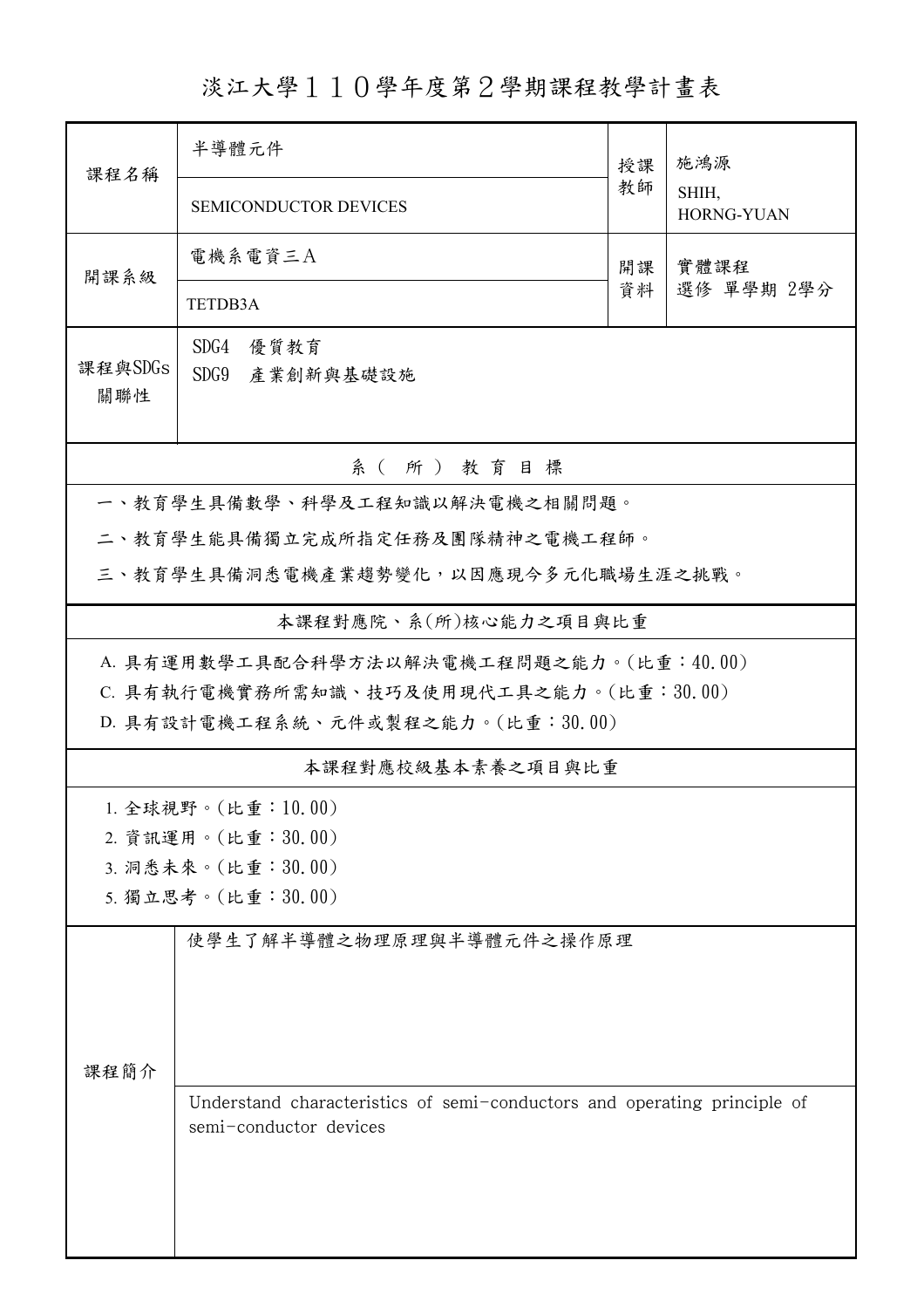# 淡江大學110學年度第2學期課程教學計畫表

| 課程名稱 | 半導體元件<br>SEMICONDUCTOR DEVICES | 授課教師 | 施鴻源<br>SHIH, HORNG-YUAN |
|---|---|---|---|
| 開課系級 | 電機系電資三A<br>TETDB3A | 開課資料 | 實體課程<br>選修 單學期 2學分 |
| 課程與SDGs關聯性 | SDG4 優質教育<br>SDG9 產業創新與基礎設施 | | |

## 系（所）教育目標

一、教育學生具備數學、科學及工程知識以解決電機之相關問題。

二、教育學生能具備獨立完成所指定任務及團隊精神之電機工程師。

三、教育學生具備洞悉電機產業趨勢變化，以因應現今多元化職場生涯之挑戰。

## 本課程對應院、系(所)核心能力之項目與比重

A. 具有運用數學工具配合科學方法以解決電機工程問題之能力。(比重：40.00)

C. 具有執行電機實務所需知識、技巧及使用現代工具之能力。(比重：30.00)

D. 具有設計電機工程系統、元件或製程之能力。(比重：30.00)

## 本課程對應校級基本素養之項目與比重

1. 全球視野。(比重：10.00)
2. 資訊運用。(比重：30.00)
3. 洞悉未來。(比重：30.00)
5. 獨立思考。(比重：30.00)

## 課程簡介

使學生了解半導體之物理原理與半導體元件之操作原理

Understand characteristics of semi-conductors and operating principle of semi-conductor devices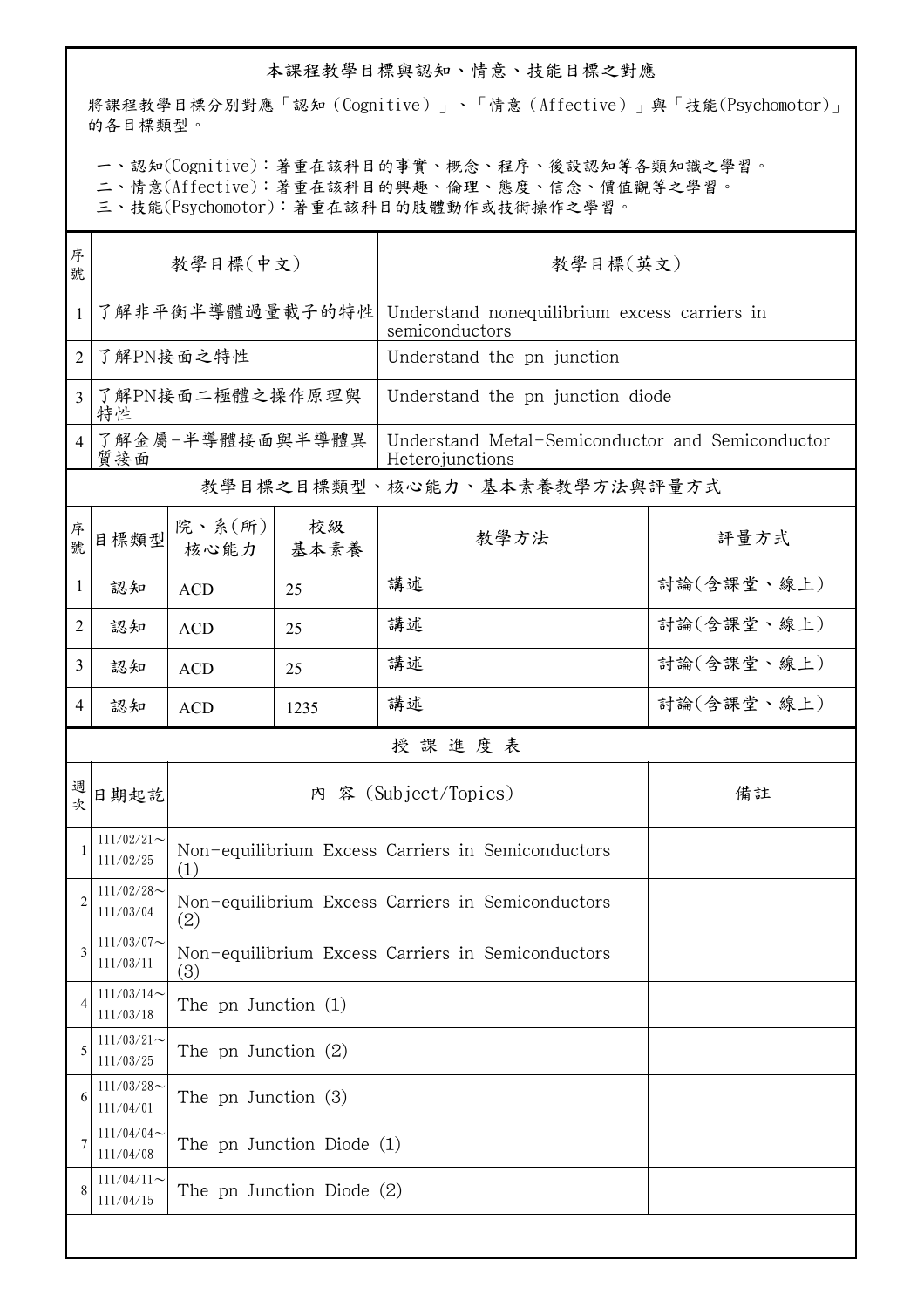## 本課程教學目標與認知、情意、技能目標之對應

將課程教學目標分別對應「認知（Cognitive）」、「情意（Affective）」與「技能(Psychomotor)」的各目標類型。

一、認知(Cognitive)：著重在該科目的事實、概念、程序、後設認知等各類知識之學習。
二、情意(Affective)：著重在該科目的興趣、倫理、態度、信念、價值觀等之學習。
三、技能(Psychomotor)：著重在該科目的肢體動作或技術操作之學習。

| 序號 | 教學目標(中文) | 教學目標(英文) |
|---|---|---|
| 1 | 了解非平衡半導體過量載子的特性 | Understand nonequilibrium excess carriers in semiconductors |
| 2 | 了解PN接面之特性 | Understand the pn junction |
| 3 | 了解PN接面二極體之操作原理與特性 | Understand the pn junction diode |
| 4 | 了解金屬-半導體接面與半導體異質接面 | Understand Metal-Semiconductor and Semiconductor Heterojunctions |

## 教學目標之目標類型、核心能力、基本素養教學方法與評量方式

| 序號 | 目標類型 | 院、系(所)核心能力 | 校級基本素養 | 教學方法 | 評量方式 |
|---|---|---|---|---|---|
| 1 | 認知 | ACD | 25 | 講述 | 討論(含課堂、線上) |
| 2 | 認知 | ACD | 25 | 講述 | 討論(含課堂、線上) |
| 3 | 認知 | ACD | 25 | 講述 | 討論(含課堂、線上) |
| 4 | 認知 | ACD | 1235 | 講述 | 討論(含課堂、線上) |

## 授 課 進 度 表

| 週次 | 日期起訖 | 內 容 (Subject/Topics) | 備註 |
|---|---|---|---|
| 1 | 111/02/21～111/02/25 | Non-equilibrium Excess Carriers in Semiconductors (1) | |
| 2 | 111/02/28～111/03/04 | Non-equilibrium Excess Carriers in Semiconductors (2) | |
| 3 | 111/03/07～111/03/11 | Non-equilibrium Excess Carriers in Semiconductors (3) | |
| 4 | 111/03/14～111/03/18 | The pn Junction (1) | |
| 5 | 111/03/21～111/03/25 | The pn Junction (2) | |
| 6 | 111/03/28～111/04/01 | The pn Junction (3) | |
| 7 | 111/04/04～111/04/08 | The pn Junction Diode (1) | |
| 8 | 111/04/11～111/04/15 | The pn Junction Diode (2) | |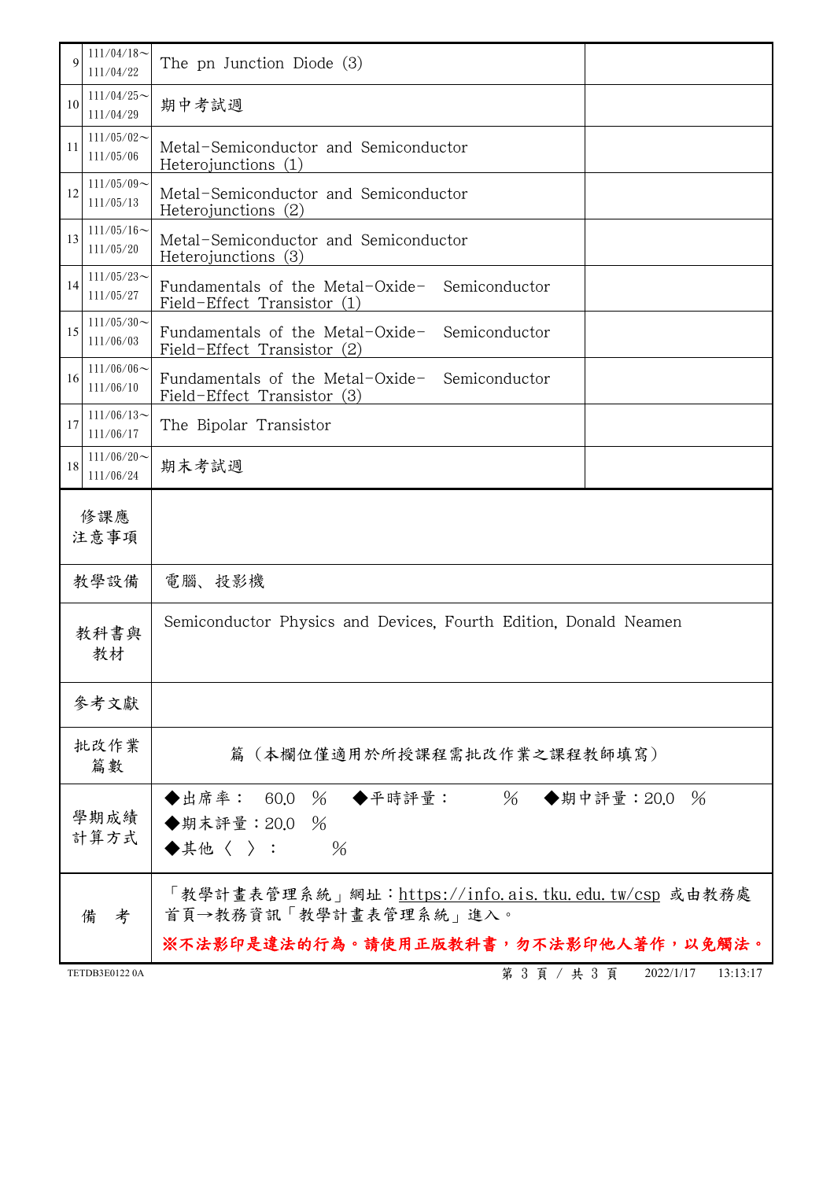| | | | |
|---|---|---|---|
| 9 | 111/04/18～<br>111/04/22 | The pn Junction Diode (3) | |
| 10 | 111/04/25～<br>111/04/29 | 期中考試週 | |
| 11 | 111/05/02～<br>111/05/06 | Metal-Semiconductor and Semiconductor Heterojunctions (1) | |
| 12 | 111/05/09～<br>111/05/13 | Metal-Semiconductor and Semiconductor Heterojunctions (2) | |
| 13 | 111/05/16～<br>111/05/20 | Metal-Semiconductor and Semiconductor Heterojunctions (3) | |
| 14 | 111/05/23～<br>111/05/27 | Fundamentals of the Metal-Oxide- Semiconductor Field-Effect Transistor (1) | |
| 15 | 111/05/30～<br>111/06/03 | Fundamentals of the Metal-Oxide- Semiconductor Field-Effect Transistor (2) | |
| 16 | 111/06/06～<br>111/06/10 | Fundamentals of the Metal-Oxide- Semiconductor Field-Effect Transistor (3) | |
| 17 | 111/06/13～<br>111/06/17 | The Bipolar Transistor | |
| 18 | 111/06/20～<br>111/06/24 | 期末考試週 | |

| | |
|---|---|
| 修課應注意事項 | |
| 教學設備 | 電腦、投影機 |
| 教科書與教材 | Semiconductor Physics and Devices, Fourth Edition, Donald Neamen |
| 參考文獻 | |
| 批改作業篇數 | 篇（本欄位僅適用於所授課程需批改作業之課程教師填寫） |
| 學期成績計算方式 | ◆出席率： 60.0 % ◆平時評量： % ◆期中評量：20.0 %<br>◆期末評量：20.0 %<br>◆其他〈 〉： % |
| 備　考 | 「教學計畫表管理系統」網址：https://info.ais.tku.edu.tw/csp 或由教務處首頁→教務資訊「教學計畫表管理系統」進入。<br>**※不法影印是違法的行為。請使用正版教科書，勿不法影印他人著作，以免觸法。** |

TETDB3E0122 0A　　2022/1/17　13:13:17